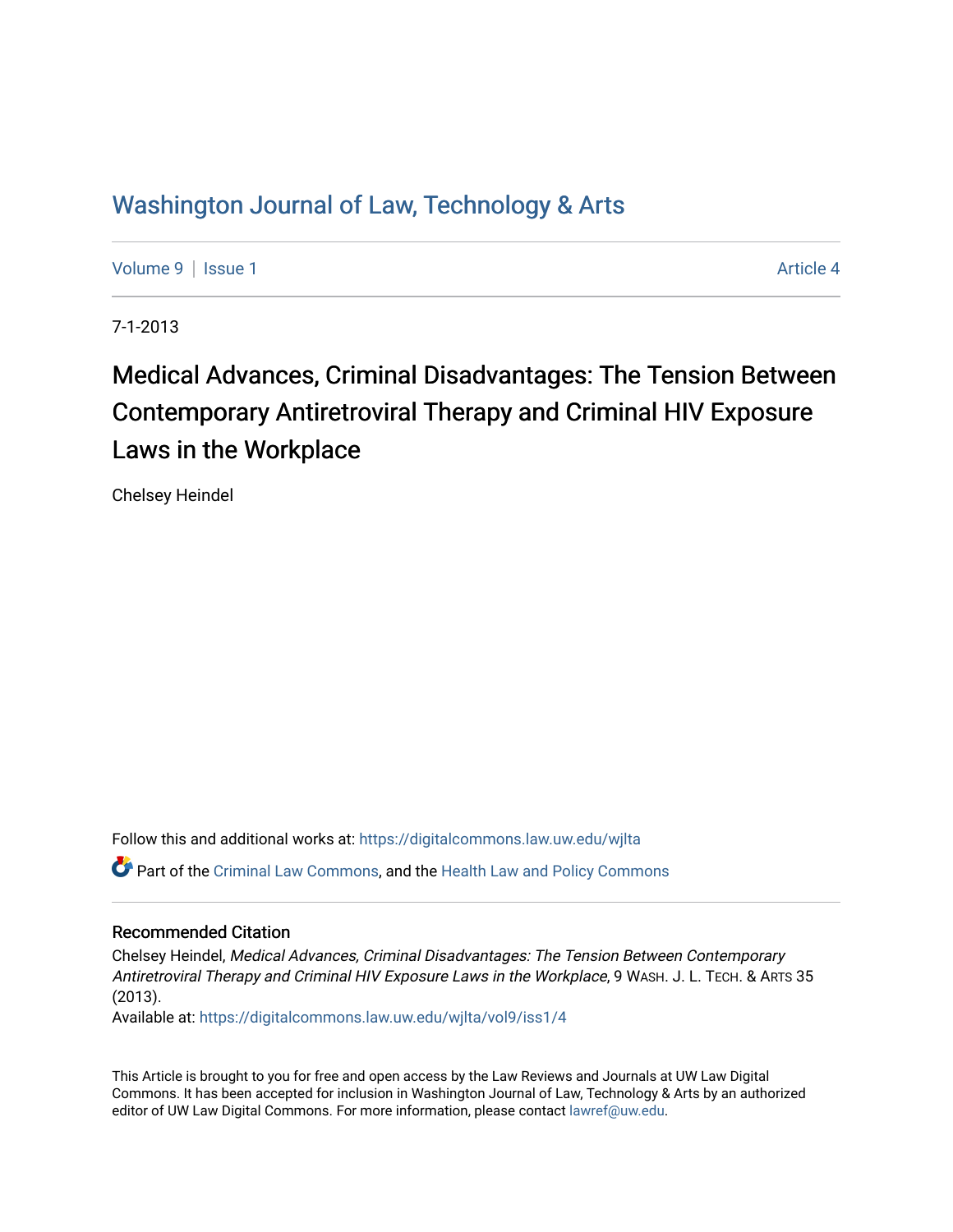# Washington Journal of Law, Technology & Arts

Volume 9 | Issue 1 Article 4

7-1-2013

## Medical Advances, Criminal Disadvantages: The Tension Between Contemporary Antiretroviral Therapy and Criminal HIV Exposure Laws in the Workplace

Chelsey Heindel

Follow this and additional works at: https://digitalcommons.law.uw.edu/wjlta

Part of the Criminal Law Commons, and the Health Law and Policy Commons

### Recommended Citation

Chelsey Heindel, *Medical Advances, Criminal Disadvantages: The Tension Between Contemporary Antiretroviral Therapy and Criminal HIV Exposure Laws in the Workplace*, 9 WASH. J. L. TECH. & ARTS 35 (2013).

Available at: https://digitalcommons.law.uw.edu/wjlta/vol9/iss1/4

This Article is brought to you for free and open access by the Law Reviews and Journals at UW Law Digital Commons. It has been accepted for inclusion in Washington Journal of Law, Technology & Arts by an authorized editor of UW Law Digital Commons. For more information, please contact lawref@uw.edu.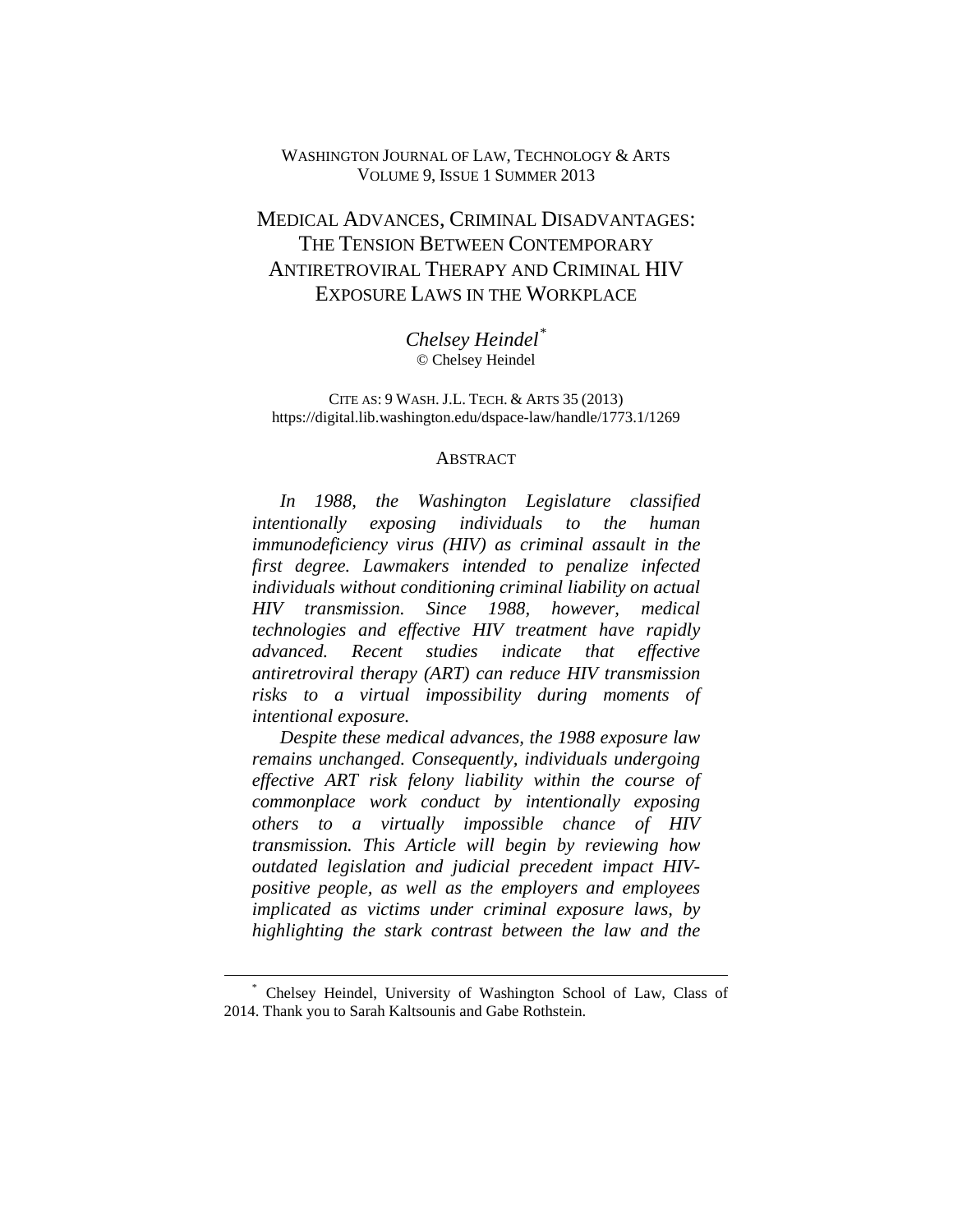WASHINGTON JOURNAL OF LAW, TECHNOLOGY & ARTS
VOLUME 9, ISSUE 1 SUMMER 2013

# MEDICAL ADVANCES, CRIMINAL DISADVANTAGES: THE TENSION BETWEEN CONTEMPORARY ANTIRETROVIRAL THERAPY AND CRIMINAL HIV EXPOSURE LAWS IN THE WORKPLACE

*Chelsey Heindel*[*]
© Chelsey Heindel

CITE AS: 9 WASH. J.L. TECH. & ARTS 35 (2013)
https://digital.lib.washington.edu/dspace-law/handle/1773.1/1269

## ABSTRACT

*In 1988, the Washington Legislature classified intentionally exposing individuals to the human immunodeficiency virus (HIV) as criminal assault in the first degree. Lawmakers intended to penalize infected individuals without conditioning criminal liability on actual HIV transmission. Since 1988, however, medical technologies and effective HIV treatment have rapidly advanced. Recent studies indicate that effective antiretroviral therapy (ART) can reduce HIV transmission risks to a virtual impossibility during moments of intentional exposure.*

*Despite these medical advances, the 1988 exposure law remains unchanged. Consequently, individuals undergoing effective ART risk felony liability within the course of commonplace work conduct by intentionally exposing others to a virtually impossible chance of HIV transmission. This Article will begin by reviewing how outdated legislation and judicial precedent impact HIV-positive people, as well as the employers and employees implicated as victims under criminal exposure laws, by highlighting the stark contrast between the law and the*

[*] Chelsey Heindel, University of Washington School of Law, Class of 2014. Thank you to Sarah Kaltsounis and Gabe Rothstein.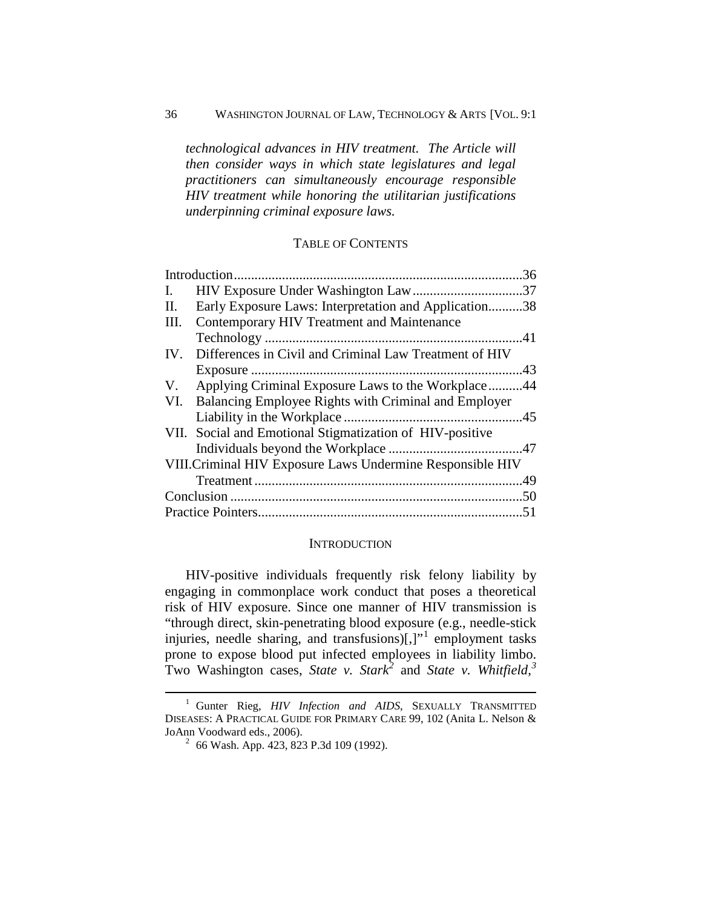*technological advances in HIV treatment. The Article will then consider ways in which state legislatures and legal practitioners can simultaneously encourage responsible HIV treatment while honoring the utilitarian justifications underpinning criminal exposure laws.*

## TABLE OF CONTENTS

| | |
|---|---|
| Introduction | 36 |
| I. HIV Exposure Under Washington Law | 37 |
| II. Early Exposure Laws: Interpretation and Application | 38 |
| III. Contemporary HIV Treatment and Maintenance Technology | 41 |
| IV. Differences in Civil and Criminal Law Treatment of HIV Exposure | 43 |
| V. Applying Criminal Exposure Laws to the Workplace | 44 |
| VI. Balancing Employee Rights with Criminal and Employer Liability in the Workplace | 45 |
| VII. Social and Emotional Stigmatization of HIV-positive Individuals beyond the Workplace | 47 |
| VIII. Criminal HIV Exposure Laws Undermine Responsible HIV Treatment | 49 |
| Conclusion | 50 |
| Practice Pointers | 51 |

## INTRODUCTION

HIV-positive individuals frequently risk felony liability by engaging in commonplace work conduct that poses a theoretical risk of HIV exposure. Since one manner of HIV transmission is "through direct, skin-penetrating blood exposure (e.g., needle-stick injuries, needle sharing, and transfusions)[,]"[1] employment tasks prone to expose blood put infected employees in liability limbo. Two Washington cases, *State v. Stark*[2] and *State v. Whitfield*,[3]

---

[1] Gunter Rieg, *HIV Infection and AIDS*, SEXUALLY TRANSMITTED DISEASES: A PRACTICAL GUIDE FOR PRIMARY CARE 99, 102 (Anita L. Nelson & JoAnn Voodward eds., 2006).

[2] 66 Wash. App. 423, 823 P.3d 109 (1992).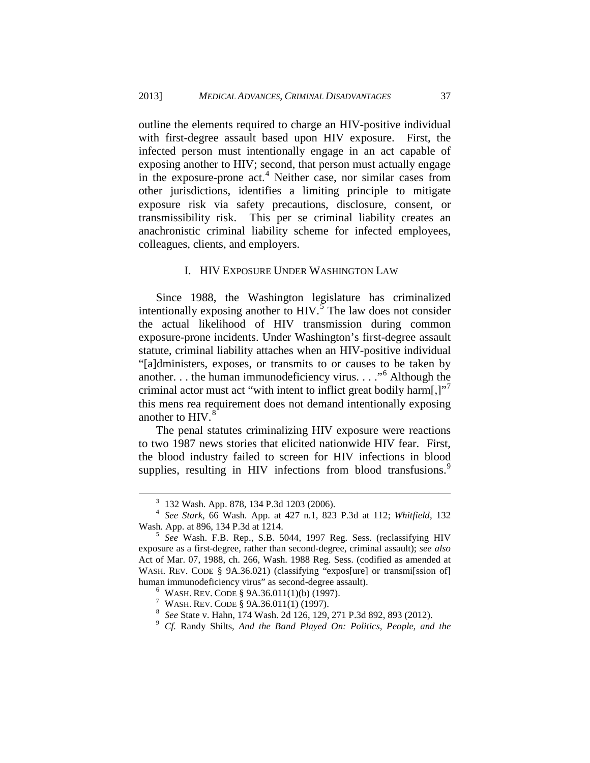outline the elements required to charge an HIV-positive individual with first-degree assault based upon HIV exposure. First, the infected person must intentionally engage in an act capable of exposing another to HIV; second, that person must actually engage in the exposure-prone act.[4] Neither case, nor similar cases from other jurisdictions, identifies a limiting principle to mitigate exposure risk via safety precautions, disclosure, consent, or transmissibility risk. This per se criminal liability creates an anachronistic criminal liability scheme for infected employees, colleagues, clients, and employers.

## I. HIV EXPOSURE UNDER WASHINGTON LAW

Since 1988, the Washington legislature has criminalized intentionally exposing another to HIV.[5] The law does not consider the actual likelihood of HIV transmission during common exposure-prone incidents. Under Washington's first-degree assault statute, criminal liability attaches when an HIV-positive individual "[a]dministers, exposes, or transmits to or causes to be taken by another. . . the human immunodeficiency virus. . . ."[6] Although the criminal actor must act "with intent to inflict great bodily harm[,]"[7] this mens rea requirement does not demand intentionally exposing another to HIV.[8]

The penal statutes criminalizing HIV exposure were reactions to two 1987 news stories that elicited nationwide HIV fear. First, the blood industry failed to screen for HIV infections in blood supplies, resulting in HIV infections from blood transfusions.[9]

---

[3] 132 Wash. App. 878, 134 P.3d 1203 (2006).

[4] *See Stark*, 66 Wash. App. at 427 n.1, 823 P.3d at 112; *Whitfield*, 132 Wash. App. at 896, 134 P.3d at 1214.

[5] *See* Wash. F.B. Rep., S.B. 5044, 1997 Reg. Sess. (reclassifying HIV exposure as a first-degree, rather than second-degree, criminal assault); *see also* Act of Mar. 07, 1988, ch. 266, Wash. 1988 Reg. Sess. (codified as amended at WASH. REV. CODE § 9A.36.021) (classifying "expos[ure] or transmi[ssion of] human immunodeficiency virus" as second-degree assault).

[6] WASH. REV. CODE § 9A.36.011(1)(b) (1997).

[7] WASH. REV. CODE § 9A.36.011(1) (1997).

[8] *See* State v. Hahn, 174 Wash. 2d 126, 129, 271 P.3d 892, 893 (2012).

[9] *Cf.* Randy Shilts, *And the Band Played On: Politics, People, and the*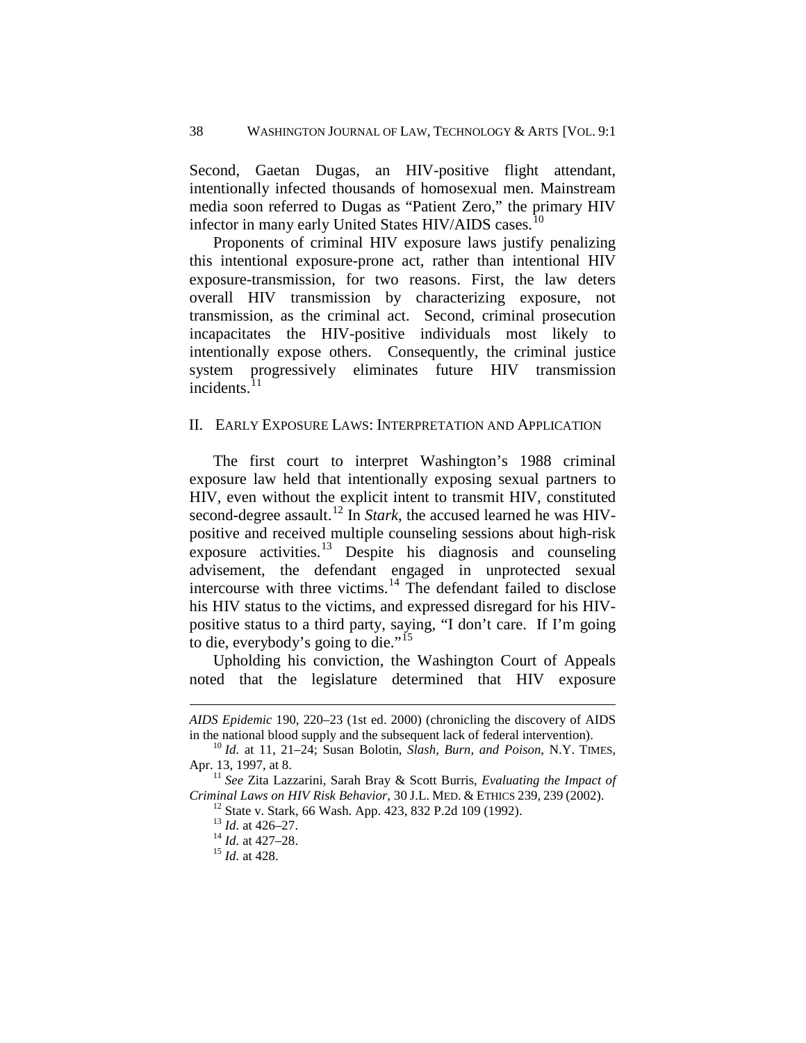Second, Gaetan Dugas, an HIV-positive flight attendant, intentionally infected thousands of homosexual men. Mainstream media soon referred to Dugas as "Patient Zero," the primary HIV infector in many early United States HIV/AIDS cases.[10]

Proponents of criminal HIV exposure laws justify penalizing this intentional exposure-prone act, rather than intentional HIV exposure-transmission, for two reasons. First, the law deters overall HIV transmission by characterizing exposure, not transmission, as the criminal act. Second, criminal prosecution incapacitates the HIV-positive individuals most likely to intentionally expose others. Consequently, the criminal justice system progressively eliminates future HIV transmission incidents.[11]

## II. Early Exposure Laws: Interpretation and Application

The first court to interpret Washington's 1988 criminal exposure law held that intentionally exposing sexual partners to HIV, even without the explicit intent to transmit HIV, constituted second-degree assault.[12] In *Stark*, the accused learned he was HIV-positive and received multiple counseling sessions about high-risk exposure activities.[13] Despite his diagnosis and counseling advisement, the defendant engaged in unprotected sexual intercourse with three victims.[14] The defendant failed to disclose his HIV status to the victims, and expressed disregard for his HIV-positive status to a third party, saying, "I don't care. If I'm going to die, everybody's going to die."[15]

Upholding his conviction, the Washington Court of Appeals noted that the legislature determined that HIV exposure

---

*AIDS Epidemic* 190, 220–23 (1st ed. 2000) (chronicling the discovery of AIDS in the national blood supply and the subsequent lack of federal intervention).

[10] *Id.* at 11, 21–24; Susan Bolotin, *Slash, Burn, and Poison*, N.Y. TIMES, Apr. 13, 1997, at 8.

[11] *See* Zita Lazzarini, Sarah Bray & Scott Burris, *Evaluating the Impact of Criminal Laws on HIV Risk Behavior*, 30 J.L. MED. & ETHICS 239, 239 (2002).

[12] State v. Stark, 66 Wash. App. 423, 832 P.2d 109 (1992).

[13] *Id.* at 426–27.

[14] *Id.* at 427–28.

[15] *Id.* at 428.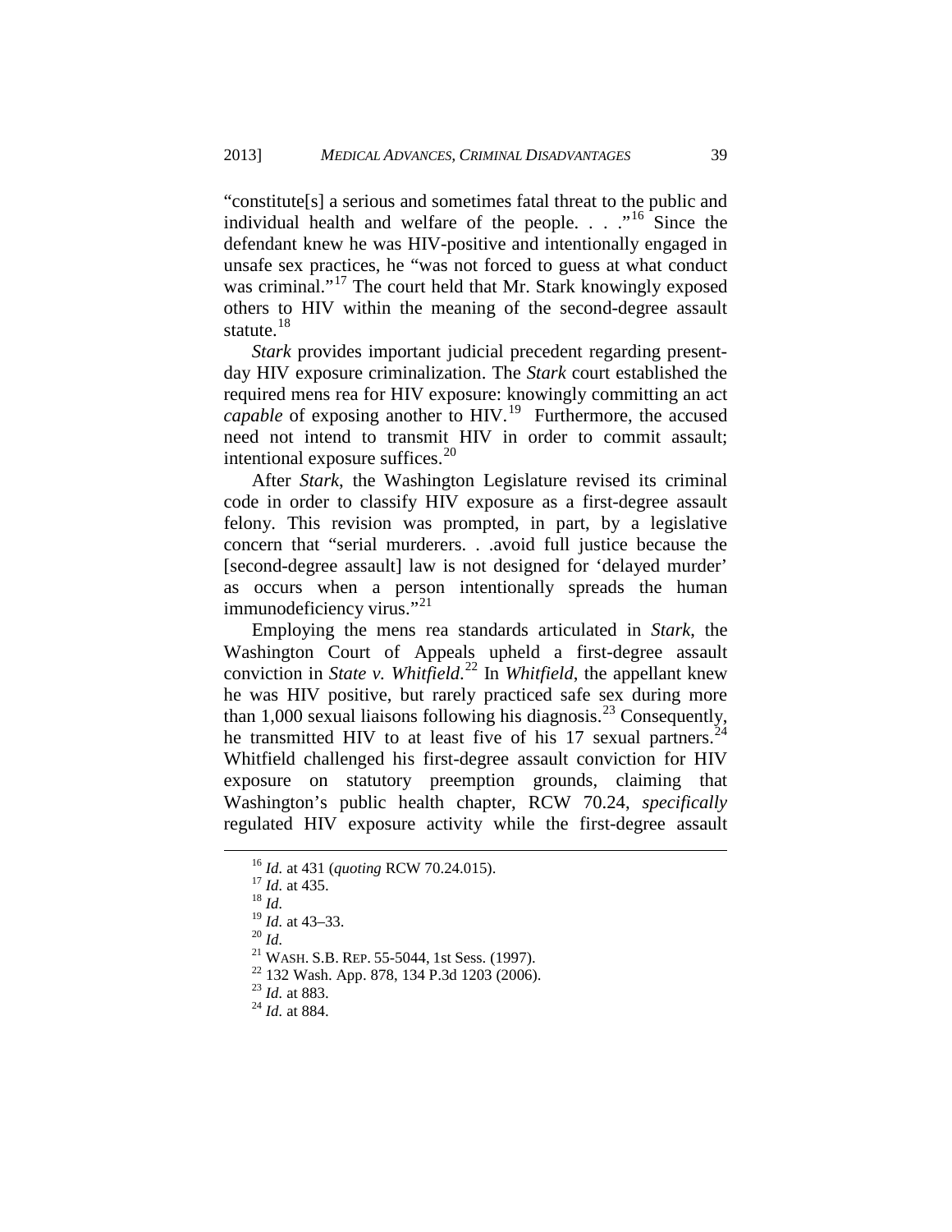"constitute[s] a serious and sometimes fatal threat to the public and individual health and welfare of the people. . . ."[16] Since the defendant knew he was HIV-positive and intentionally engaged in unsafe sex practices, he "was not forced to guess at what conduct was criminal."[17] The court held that Mr. Stark knowingly exposed others to HIV within the meaning of the second-degree assault statute.[18]

*Stark* provides important judicial precedent regarding present-day HIV exposure criminalization. The *Stark* court established the required mens rea for HIV exposure: knowingly committing an act *capable* of exposing another to HIV.[19] Furthermore, the accused need not intend to transmit HIV in order to commit assault; intentional exposure suffices.[20]

After *Stark*, the Washington Legislature revised its criminal code in order to classify HIV exposure as a first-degree assault felony. This revision was prompted, in part, by a legislative concern that "serial murderers. . .avoid full justice because the [second-degree assault] law is not designed for 'delayed murder' as occurs when a person intentionally spreads the human immunodeficiency virus."[21]

Employing the mens rea standards articulated in *Stark*, the Washington Court of Appeals upheld a first-degree assault conviction in *State v. Whitfield*.[22] In *Whitfield*, the appellant knew he was HIV positive, but rarely practiced safe sex during more than 1,000 sexual liaisons following his diagnosis.[23] Consequently, he transmitted HIV to at least five of his 17 sexual partners.[24] Whitfield challenged his first-degree assault conviction for HIV exposure on statutory preemption grounds, claiming that Washington's public health chapter, RCW 70.24, *specifically* regulated HIV exposure activity while the first-degree assault

---

[16] *Id.* at 431 (*quoting* RCW 70.24.015).
[17] *Id.* at 435.
[18] *Id.*
[19] *Id.* at 43–33.
[20] *Id.*
[21] WASH. S.B. REP. 55-5044, 1st Sess. (1997).
[22] 132 Wash. App. 878, 134 P.3d 1203 (2006).
[23] *Id.* at 883.
[24] *Id.* at 884.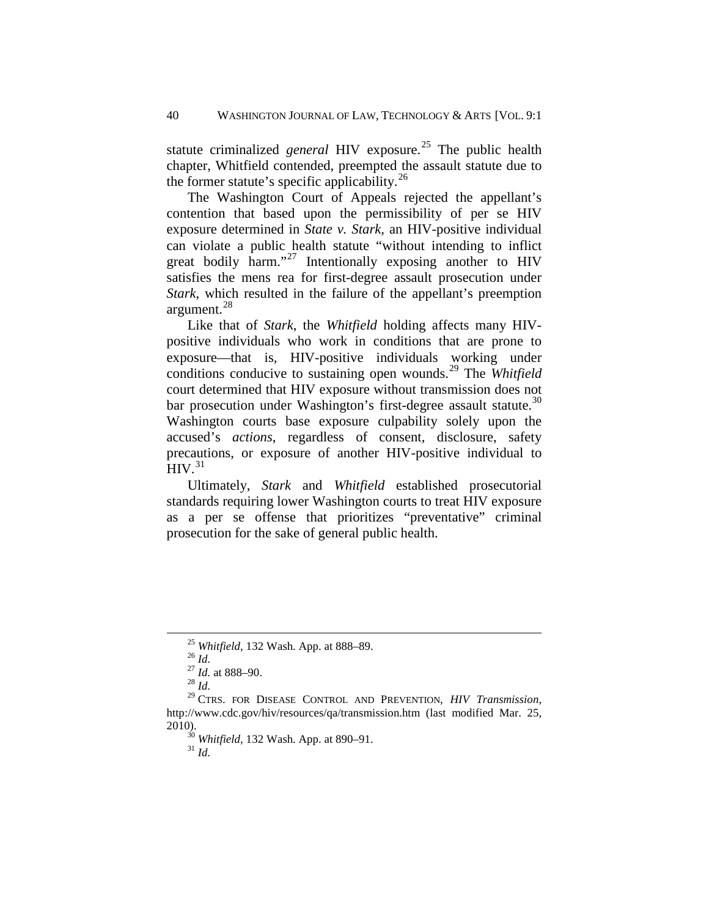statute criminalized *general* HIV exposure.[25] The public health chapter, Whitfield contended, preempted the assault statute due to the former statute's specific applicability.[26]

The Washington Court of Appeals rejected the appellant's contention that based upon the permissibility of per se HIV exposure determined in *State v. Stark*, an HIV-positive individual can violate a public health statute "without intending to inflict great bodily harm."[27] Intentionally exposing another to HIV satisfies the mens rea for first-degree assault prosecution under *Stark*, which resulted in the failure of the appellant's preemption argument.[28]

Like that of *Stark*, the *Whitfield* holding affects many HIV-positive individuals who work in conditions that are prone to exposure—that is, HIV-positive individuals working under conditions conducive to sustaining open wounds.[29] The *Whitfield* court determined that HIV exposure without transmission does not bar prosecution under Washington's first-degree assault statute.[30] Washington courts base exposure culpability solely upon the accused's *actions*, regardless of consent, disclosure, safety precautions, or exposure of another HIV-positive individual to HIV.[31]

Ultimately, *Stark* and *Whitfield* established prosecutorial standards requiring lower Washington courts to treat HIV exposure as a per se offense that prioritizes "preventative" criminal prosecution for the sake of general public health.

---

[25] *Whitfield*, 132 Wash. App. at 888–89.

[26] *Id.*

[27] *Id.* at 888–90.

[28] *Id.*

[29] CTRS. FOR DISEASE CONTROL AND PREVENTION, *HIV Transmission*, http://www.cdc.gov/hiv/resources/qa/transmission.htm (last modified Mar. 25, 2010).

[30] *Whitfield*, 132 Wash. App. at 890–91.

[31] *Id.*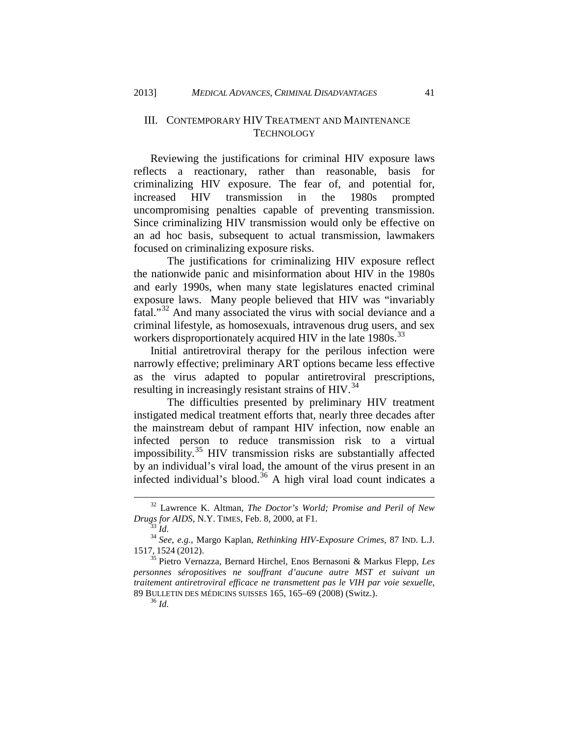## III. CONTEMPORARY HIV TREATMENT AND MAINTENANCE TECHNOLOGY

Reviewing the justifications for criminal HIV exposure laws reflects a reactionary, rather than reasonable, basis for criminalizing HIV exposure. The fear of, and potential for, increased HIV transmission in the 1980s prompted uncompromising penalties capable of preventing transmission. Since criminalizing HIV transmission would only be effective on an ad hoc basis, subsequent to actual transmission, lawmakers focused on criminalizing exposure risks.

The justifications for criminalizing HIV exposure reflect the nationwide panic and misinformation about HIV in the 1980s and early 1990s, when many state legislatures enacted criminal exposure laws. Many people believed that HIV was "invariably fatal."[32] And many associated the virus with social deviance and a criminal lifestyle, as homosexuals, intravenous drug users, and sex workers disproportionately acquired HIV in the late 1980s.[33]

Initial antiretroviral therapy for the perilous infection were narrowly effective; preliminary ART options became less effective as the virus adapted to popular antiretroviral prescriptions, resulting in increasingly resistant strains of HIV.[34]

The difficulties presented by preliminary HIV treatment instigated medical treatment efforts that, nearly three decades after the mainstream debut of rampant HIV infection, now enable an infected person to reduce transmission risk to a virtual impossibility.[35] HIV transmission risks are substantially affected by an individual's viral load, the amount of the virus present in an infected individual's blood.[36] A high viral load count indicates a

---

[32] Lawrence K. Altman, *The Doctor's World; Promise and Peril of New Drugs for AIDS*, N.Y. TIMES, Feb. 8, 2000, at F1.

[33] *Id.*

[34] *See, e.g.*, Margo Kaplan, *Rethinking HIV-Exposure Crimes*, 87 IND. L.J. 1517, 1524 (2012).

[35] Pietro Vernazza, Bernard Hirchel, Enos Bernasoni & Markus Flepp, *Les personnes séropositives ne souffrant d'aucune autre MST et suivant un traitement antiretroviral efficace ne transmettent pas le VIH par voie sexuelle*, 89 BULLETIN DES MÉDICINS SUISSES 165, 165–69 (2008) (Switz.).

[36] *Id.*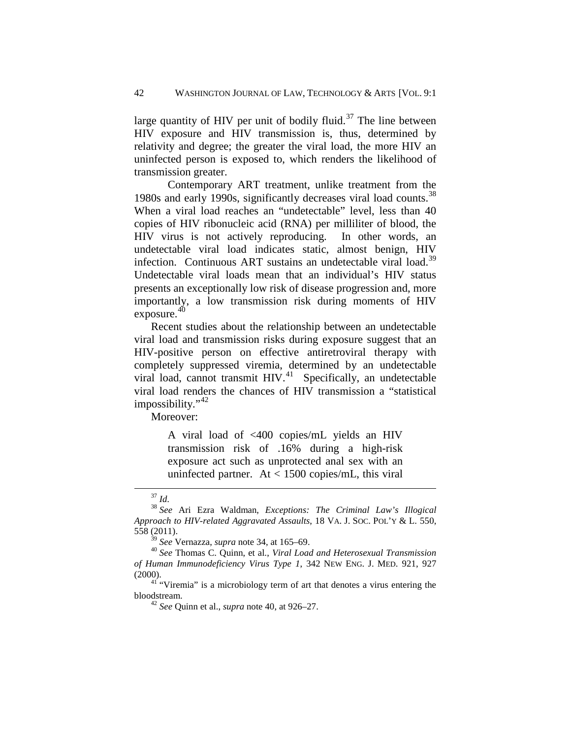large quantity of HIV per unit of bodily fluid.[37] The line between HIV exposure and HIV transmission is, thus, determined by relativity and degree; the greater the viral load, the more HIV an uninfected person is exposed to, which renders the likelihood of transmission greater.

Contemporary ART treatment, unlike treatment from the 1980s and early 1990s, significantly decreases viral load counts.[38] When a viral load reaches an "undetectable" level, less than 40 copies of HIV ribonucleic acid (RNA) per milliliter of blood, the HIV virus is not actively reproducing. In other words, an undetectable viral load indicates static, almost benign, HIV infection. Continuous ART sustains an undetectable viral load.[39] Undetectable viral loads mean that an individual's HIV status presents an exceptionally low risk of disease progression and, more importantly, a low transmission risk during moments of HIV exposure.[40]

Recent studies about the relationship between an undetectable viral load and transmission risks during exposure suggest that an HIV-positive person on effective antiretroviral therapy with completely suppressed viremia, determined by an undetectable viral load, cannot transmit HIV.[41] Specifically, an undetectable viral load renders the chances of HIV transmission a "statistical impossibility."[42]

Moreover:

> A viral load of <400 copies/mL yields an HIV transmission risk of .16% during a high-risk exposure act such as unprotected anal sex with an uninfected partner. At < 1500 copies/mL, this viral

---

[37] *Id.*

[38] *See* Ari Ezra Waldman, *Exceptions: The Criminal Law's Illogical Approach to HIV-related Aggravated Assaults*, 18 VA. J. SOC. POL'Y & L. 550, 558 (2011).

[39] *See* Vernazza, *supra* note 34, at 165–69.

[40] *See* Thomas C. Quinn, et al., *Viral Load and Heterosexual Transmission of Human Immunodeficiency Virus Type 1*, 342 NEW ENG. J. MED. 921, 927 (2000).

[41] "Viremia" is a microbiology term of art that denotes a virus entering the bloodstream.

[42] *See* Quinn et al., *supra* note 40, at 926–27.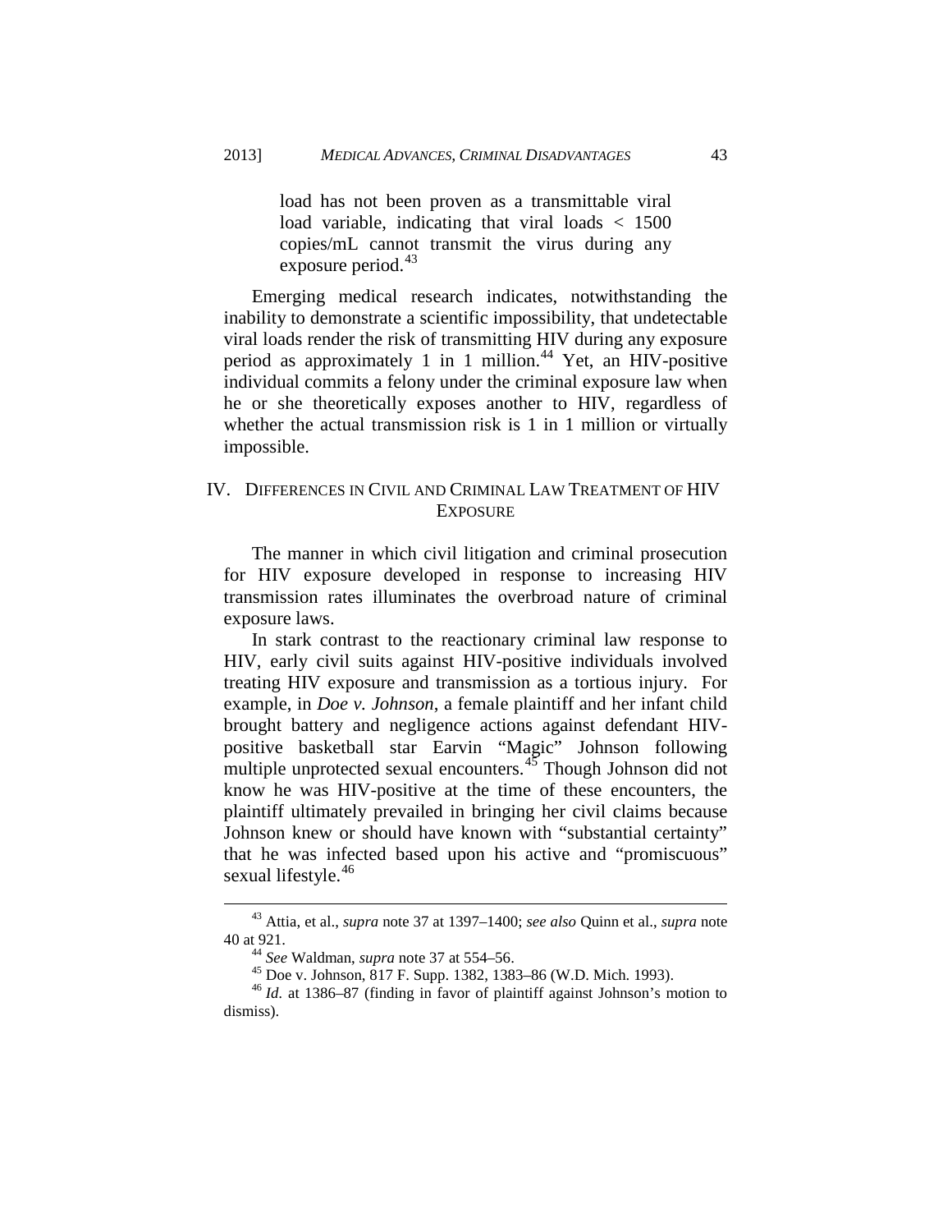> load has not been proven as a transmittable viral load variable, indicating that viral loads < 1500 copies/mL cannot transmit the virus during any exposure period.[43]

Emerging medical research indicates, notwithstanding the inability to demonstrate a scientific impossibility, that undetectable viral loads render the risk of transmitting HIV during any exposure period as approximately 1 in 1 million.[44] Yet, an HIV-positive individual commits a felony under the criminal exposure law when he or she theoretically exposes another to HIV, regardless of whether the actual transmission risk is 1 in 1 million or virtually impossible.

## IV. DIFFERENCES IN CIVIL AND CRIMINAL LAW TREATMENT OF HIV EXPOSURE

The manner in which civil litigation and criminal prosecution for HIV exposure developed in response to increasing HIV transmission rates illuminates the overbroad nature of criminal exposure laws.

In stark contrast to the reactionary criminal law response to HIV, early civil suits against HIV-positive individuals involved treating HIV exposure and transmission as a tortious injury. For example, in *Doe v. Johnson*, a female plaintiff and her infant child brought battery and negligence actions against defendant HIV-positive basketball star Earvin "Magic" Johnson following multiple unprotected sexual encounters.[45] Though Johnson did not know he was HIV-positive at the time of these encounters, the plaintiff ultimately prevailed in bringing her civil claims because Johnson knew or should have known with "substantial certainty" that he was infected based upon his active and "promiscuous" sexual lifestyle.[46]

---

[43] Attia, et al., *supra* note 37 at 1397–1400; *see also* Quinn et al., *supra* note 40 at 921.

[44] *See* Waldman, *supra* note 37 at 554–56.

[45] Doe v. Johnson, 817 F. Supp. 1382, 1383–86 (W.D. Mich. 1993).

[46] *Id.* at 1386–87 (finding in favor of plaintiff against Johnson's motion to dismiss).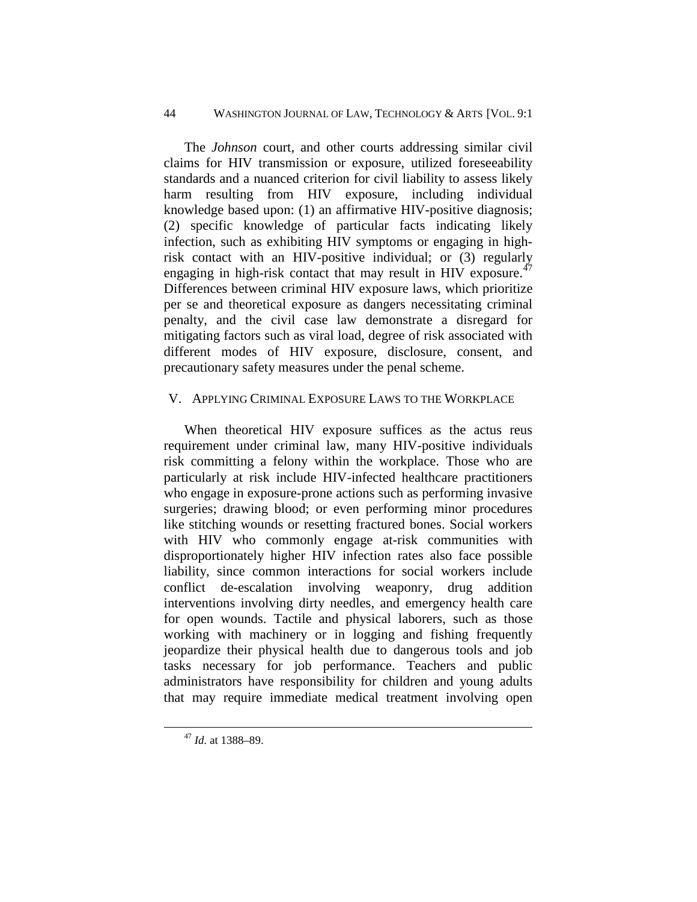The *Johnson* court, and other courts addressing similar civil claims for HIV transmission or exposure, utilized foreseeability standards and a nuanced criterion for civil liability to assess likely harm resulting from HIV exposure, including individual knowledge based upon: (1) an affirmative HIV-positive diagnosis; (2) specific knowledge of particular facts indicating likely infection, such as exhibiting HIV symptoms or engaging in high-risk contact with an HIV-positive individual; or (3) regularly engaging in high-risk contact that may result in HIV exposure.[47] Differences between criminal HIV exposure laws, which prioritize per se and theoretical exposure as dangers necessitating criminal penalty, and the civil case law demonstrate a disregard for mitigating factors such as viral load, degree of risk associated with different modes of HIV exposure, disclosure, consent, and precautionary safety measures under the penal scheme.

## V. Applying Criminal Exposure Laws to the Workplace

When theoretical HIV exposure suffices as the actus reus requirement under criminal law, many HIV-positive individuals risk committing a felony within the workplace. Those who are particularly at risk include HIV-infected healthcare practitioners who engage in exposure-prone actions such as performing invasive surgeries; drawing blood; or even performing minor procedures like stitching wounds or resetting fractured bones. Social workers with HIV who commonly engage at-risk communities with disproportionately higher HIV infection rates also face possible liability, since common interactions for social workers include conflict de-escalation involving weaponry, drug addition interventions involving dirty needles, and emergency health care for open wounds. Tactile and physical laborers, such as those working with machinery or in logging and fishing frequently jeopardize their physical health due to dangerous tools and job tasks necessary for job performance. Teachers and public administrators have responsibility for children and young adults that may require immediate medical treatment involving open

---

[47] *Id.* at 1388–89.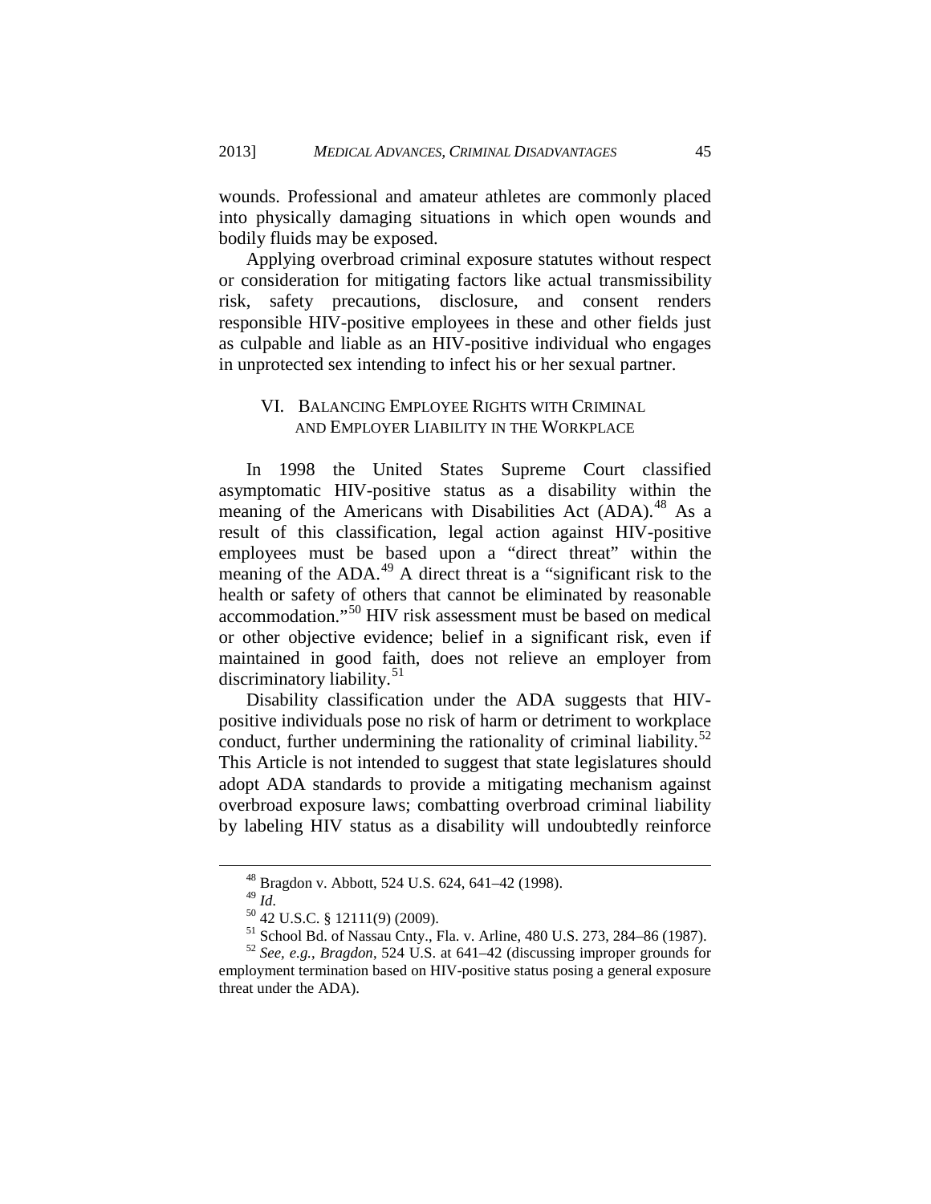wounds. Professional and amateur athletes are commonly placed into physically damaging situations in which open wounds and bodily fluids may be exposed.

Applying overbroad criminal exposure statutes without respect or consideration for mitigating factors like actual transmissibility risk, safety precautions, disclosure, and consent renders responsible HIV-positive employees in these and other fields just as culpable and liable as an HIV-positive individual who engages in unprotected sex intending to infect his or her sexual partner.

## VI. BALANCING EMPLOYEE RIGHTS WITH CRIMINAL AND EMPLOYER LIABILITY IN THE WORKPLACE

In 1998 the United States Supreme Court classified asymptomatic HIV-positive status as a disability within the meaning of the Americans with Disabilities Act (ADA).[48] As a result of this classification, legal action against HIV-positive employees must be based upon a "direct threat" within the meaning of the ADA.[49] A direct threat is a "significant risk to the health or safety of others that cannot be eliminated by reasonable accommodation."[50] HIV risk assessment must be based on medical or other objective evidence; belief in a significant risk, even if maintained in good faith, does not relieve an employer from discriminatory liability.[51]

Disability classification under the ADA suggests that HIV-positive individuals pose no risk of harm or detriment to workplace conduct, further undermining the rationality of criminal liability.[52] This Article is not intended to suggest that state legislatures should adopt ADA standards to provide a mitigating mechanism against overbroad exposure laws; combatting overbroad criminal liability by labeling HIV status as a disability will undoubtedly reinforce

---

[48] Bragdon v. Abbott, 524 U.S. 624, 641–42 (1998).

[49] *Id.*

[50] 42 U.S.C. § 12111(9) (2009).

[51] School Bd. of Nassau Cnty., Fla. v. Arline, 480 U.S. 273, 284–86 (1987).

[52] *See, e.g.*, *Bragdon*, 524 U.S. at 641–42 (discussing improper grounds for employment termination based on HIV-positive status posing a general exposure threat under the ADA).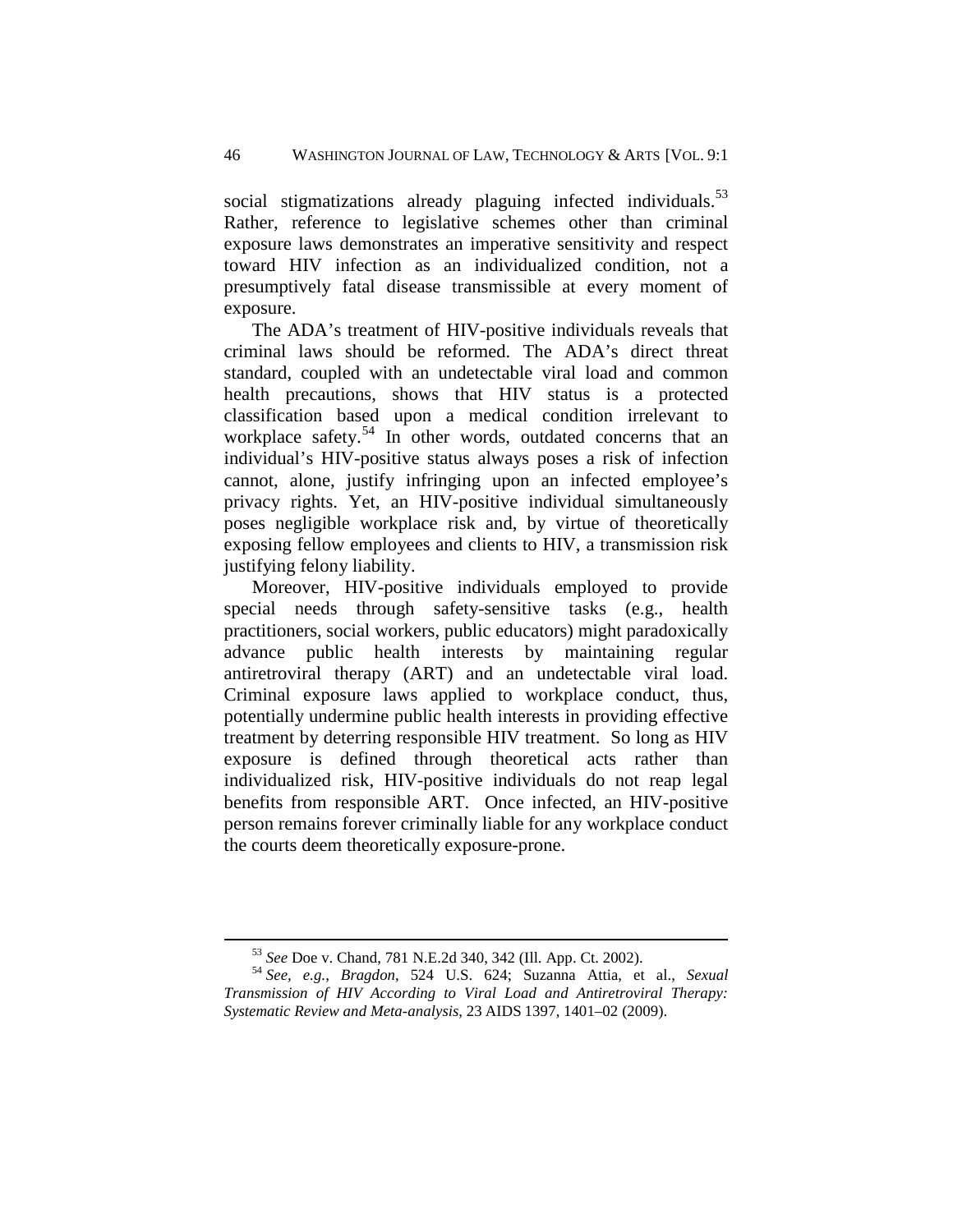social stigmatizations already plaguing infected individuals.[53] Rather, reference to legislative schemes other than criminal exposure laws demonstrates an imperative sensitivity and respect toward HIV infection as an individualized condition, not a presumptively fatal disease transmissible at every moment of exposure.

The ADA's treatment of HIV-positive individuals reveals that criminal laws should be reformed. The ADA's direct threat standard, coupled with an undetectable viral load and common health precautions, shows that HIV status is a protected classification based upon a medical condition irrelevant to workplace safety.[54] In other words, outdated concerns that an individual's HIV-positive status always poses a risk of infection cannot, alone, justify infringing upon an infected employee's privacy rights. Yet, an HIV-positive individual simultaneously poses negligible workplace risk and, by virtue of theoretically exposing fellow employees and clients to HIV, a transmission risk justifying felony liability.

Moreover, HIV-positive individuals employed to provide special needs through safety-sensitive tasks (e.g., health practitioners, social workers, public educators) might paradoxically advance public health interests by maintaining regular antiretroviral therapy (ART) and an undetectable viral load. Criminal exposure laws applied to workplace conduct, thus, potentially undermine public health interests in providing effective treatment by deterring responsible HIV treatment. So long as HIV exposure is defined through theoretical acts rather than individualized risk, HIV-positive individuals do not reap legal benefits from responsible ART. Once infected, an HIV-positive person remains forever criminally liable for any workplace conduct the courts deem theoretically exposure-prone.

---

[53] *See* Doe v. Chand, 781 N.E.2d 340, 342 (Ill. App. Ct. 2002).

[54] *See, e.g.*, *Bragdon*, 524 U.S. 624; Suzanna Attia, et al., *Sexual Transmission of HIV According to Viral Load and Antiretroviral Therapy: Systematic Review and Meta-analysis*, 23 AIDS 1397, 1401–02 (2009).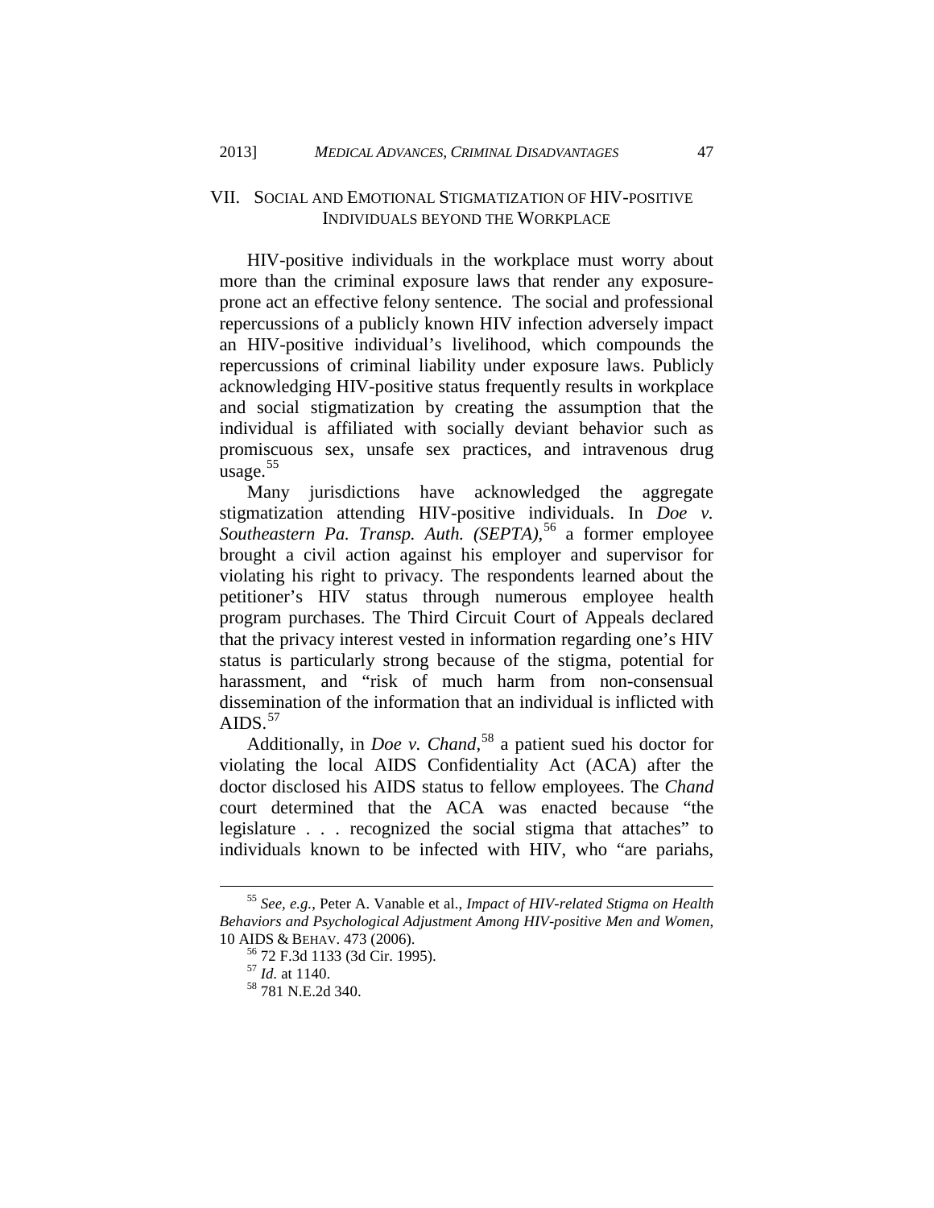## VII. SOCIAL AND EMOTIONAL STIGMATIZATION OF HIV-POSITIVE INDIVIDUALS BEYOND THE WORKPLACE

HIV-positive individuals in the workplace must worry about more than the criminal exposure laws that render any exposure-prone act an effective felony sentence. The social and professional repercussions of a publicly known HIV infection adversely impact an HIV-positive individual's livelihood, which compounds the repercussions of criminal liability under exposure laws. Publicly acknowledging HIV-positive status frequently results in workplace and social stigmatization by creating the assumption that the individual is affiliated with socially deviant behavior such as promiscuous sex, unsafe sex practices, and intravenous drug usage.[55]

Many jurisdictions have acknowledged the aggregate stigmatization attending HIV-positive individuals. In *Doe v. Southeastern Pa. Transp. Auth. (SEPTA)*,[56] a former employee brought a civil action against his employer and supervisor for violating his right to privacy. The respondents learned about the petitioner's HIV status through numerous employee health program purchases. The Third Circuit Court of Appeals declared that the privacy interest vested in information regarding one's HIV status is particularly strong because of the stigma, potential for harassment, and "risk of much harm from non-consensual dissemination of the information that an individual is inflicted with AIDS.[57]

Additionally, in *Doe v. Chand*,[58] a patient sued his doctor for violating the local AIDS Confidentiality Act (ACA) after the doctor disclosed his AIDS status to fellow employees. The *Chand* court determined that the ACA was enacted because "the legislature . . . recognized the social stigma that attaches" to individuals known to be infected with HIV, who "are pariahs,

---

[55] *See, e.g.*, Peter A. Vanable et al., *Impact of HIV-related Stigma on Health Behaviors and Psychological Adjustment Among HIV-positive Men and Women*, 10 AIDS & BEHAV. 473 (2006).

[56] 72 F.3d 1133 (3d Cir. 1995).

[57] *Id.* at 1140.

[58] 781 N.E.2d 340.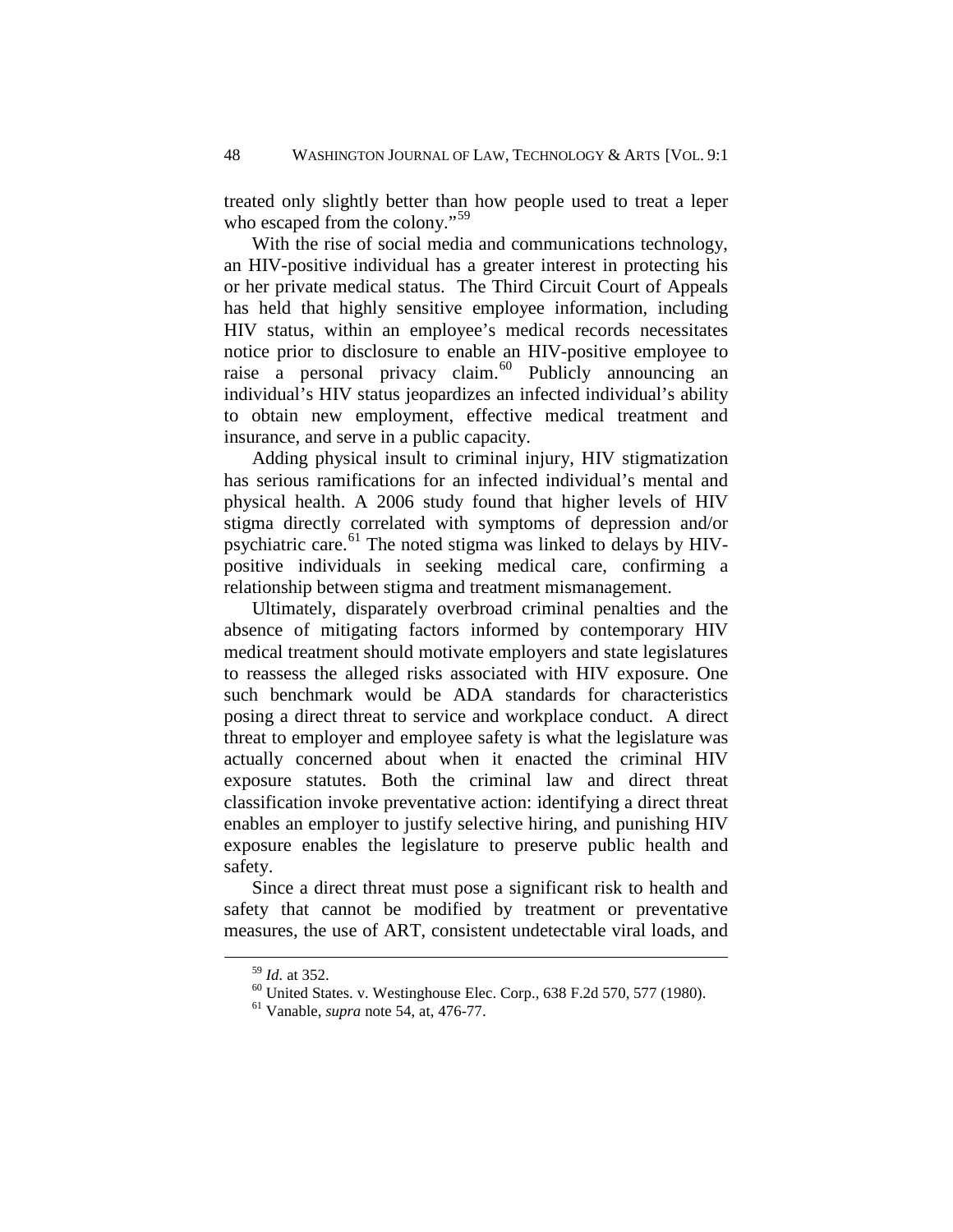treated only slightly better than how people used to treat a leper who escaped from the colony."[59]

With the rise of social media and communications technology, an HIV-positive individual has a greater interest in protecting his or her private medical status. The Third Circuit Court of Appeals has held that highly sensitive employee information, including HIV status, within an employee's medical records necessitates notice prior to disclosure to enable an HIV-positive employee to raise a personal privacy claim.[60] Publicly announcing an individual's HIV status jeopardizes an infected individual's ability to obtain new employment, effective medical treatment and insurance, and serve in a public capacity.

Adding physical insult to criminal injury, HIV stigmatization has serious ramifications for an infected individual's mental and physical health. A 2006 study found that higher levels of HIV stigma directly correlated with symptoms of depression and/or psychiatric care.[61] The noted stigma was linked to delays by HIV-positive individuals in seeking medical care, confirming a relationship between stigma and treatment mismanagement.

Ultimately, disparately overbroad criminal penalties and the absence of mitigating factors informed by contemporary HIV medical treatment should motivate employers and state legislatures to reassess the alleged risks associated with HIV exposure. One such benchmark would be ADA standards for characteristics posing a direct threat to service and workplace conduct. A direct threat to employer and employee safety is what the legislature was actually concerned about when it enacted the criminal HIV exposure statutes. Both the criminal law and direct threat classification invoke preventative action: identifying a direct threat enables an employer to justify selective hiring, and punishing HIV exposure enables the legislature to preserve public health and safety.

Since a direct threat must pose a significant risk to health and safety that cannot be modified by treatment or preventative measures, the use of ART, consistent undetectable viral loads, and

---

[59] *Id.* at 352.

[60] United States. v. Westinghouse Elec. Corp., 638 F.2d 570, 577 (1980).

[61] Vanable, *supra* note 54, at, 476-77.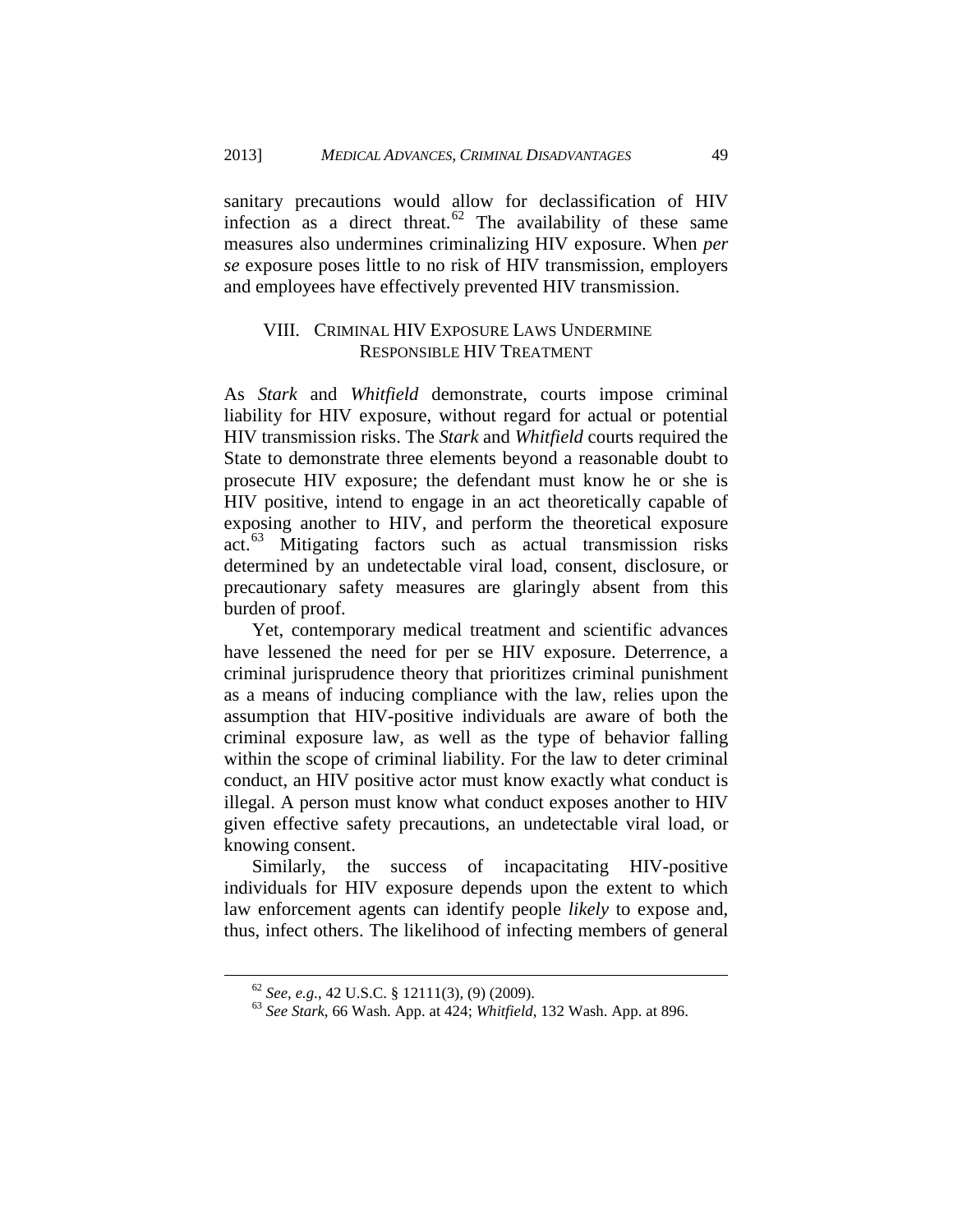sanitary precautions would allow for declassification of HIV infection as a direct threat.[62] The availability of these same measures also undermines criminalizing HIV exposure. When *per se* exposure poses little to no risk of HIV transmission, employers and employees have effectively prevented HIV transmission.

## VIII. CRIMINAL HIV EXPOSURE LAWS UNDERMINE RESPONSIBLE HIV TREATMENT

As *Stark* and *Whitfield* demonstrate, courts impose criminal liability for HIV exposure, without regard for actual or potential HIV transmission risks. The *Stark* and *Whitfield* courts required the State to demonstrate three elements beyond a reasonable doubt to prosecute HIV exposure; the defendant must know he or she is HIV positive, intend to engage in an act theoretically capable of exposing another to HIV, and perform the theoretical exposure act.[63] Mitigating factors such as actual transmission risks determined by an undetectable viral load, consent, disclosure, or precautionary safety measures are glaringly absent from this burden of proof.

Yet, contemporary medical treatment and scientific advances have lessened the need for per se HIV exposure. Deterrence, a criminal jurisprudence theory that prioritizes criminal punishment as a means of inducing compliance with the law, relies upon the assumption that HIV-positive individuals are aware of both the criminal exposure law, as well as the type of behavior falling within the scope of criminal liability. For the law to deter criminal conduct, an HIV positive actor must know exactly what conduct is illegal. A person must know what conduct exposes another to HIV given effective safety precautions, an undetectable viral load, or knowing consent.

Similarly, the success of incapacitating HIV-positive individuals for HIV exposure depends upon the extent to which law enforcement agents can identify people *likely* to expose and, thus, infect others. The likelihood of infecting members of general

---

[62] *See, e.g.*, 42 U.S.C. § 12111(3), (9) (2009).

[63] *See Stark*, 66 Wash. App. at 424; *Whitfield*, 132 Wash. App. at 896.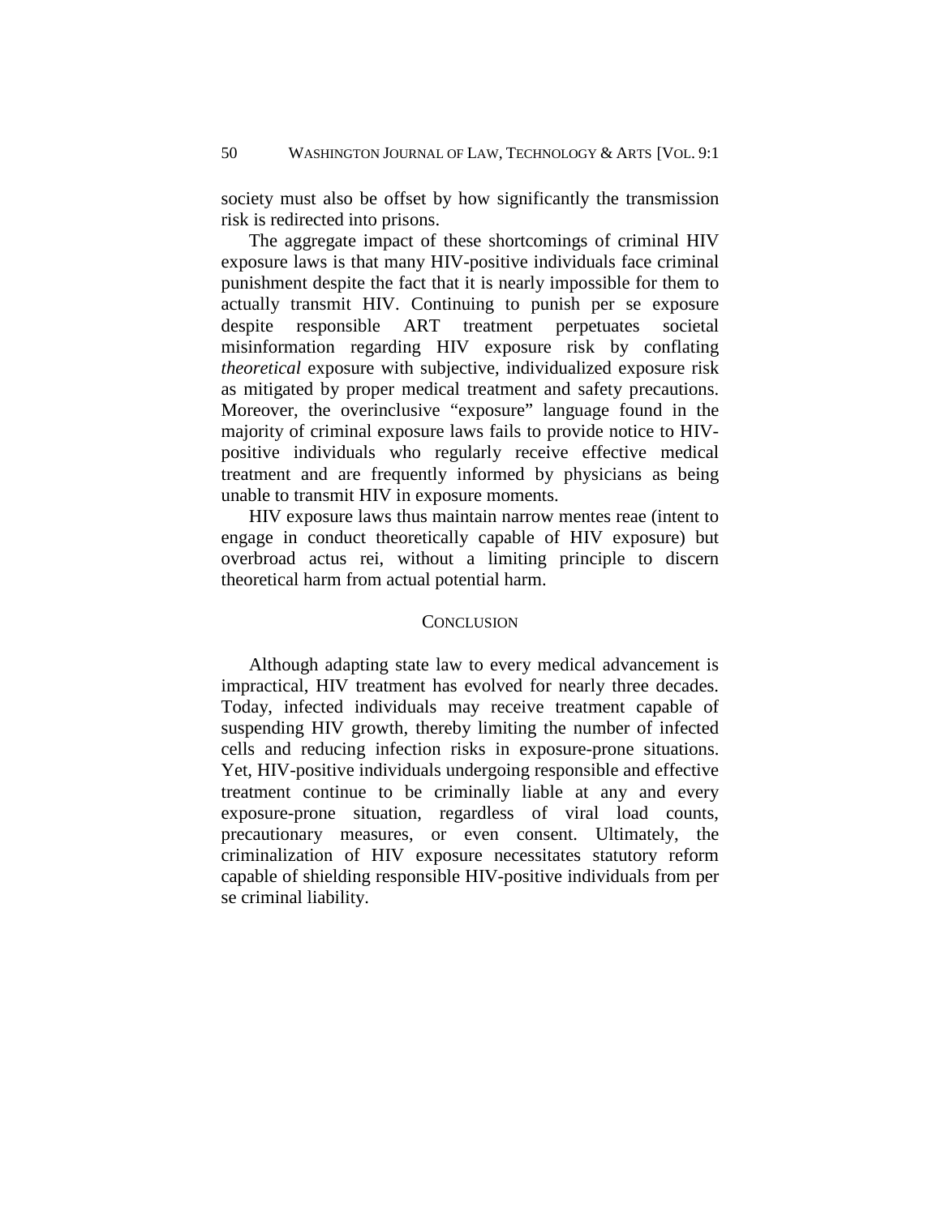society must also be offset by how significantly the transmission risk is redirected into prisons.

The aggregate impact of these shortcomings of criminal HIV exposure laws is that many HIV-positive individuals face criminal punishment despite the fact that it is nearly impossible for them to actually transmit HIV. Continuing to punish per se exposure despite responsible ART treatment perpetuates societal misinformation regarding HIV exposure risk by conflating *theoretical* exposure with subjective, individualized exposure risk as mitigated by proper medical treatment and safety precautions. Moreover, the overinclusive "exposure" language found in the majority of criminal exposure laws fails to provide notice to HIV-positive individuals who regularly receive effective medical treatment and are frequently informed by physicians as being unable to transmit HIV in exposure moments.

HIV exposure laws thus maintain narrow mentes reae (intent to engage in conduct theoretically capable of HIV exposure) but overbroad actus rei, without a limiting principle to discern theoretical harm from actual potential harm.

## Conclusion

Although adapting state law to every medical advancement is impractical, HIV treatment has evolved for nearly three decades. Today, infected individuals may receive treatment capable of suspending HIV growth, thereby limiting the number of infected cells and reducing infection risks in exposure-prone situations. Yet, HIV-positive individuals undergoing responsible and effective treatment continue to be criminally liable at any and every exposure-prone situation, regardless of viral load counts, precautionary measures, or even consent. Ultimately, the criminalization of HIV exposure necessitates statutory reform capable of shielding responsible HIV-positive individuals from per se criminal liability.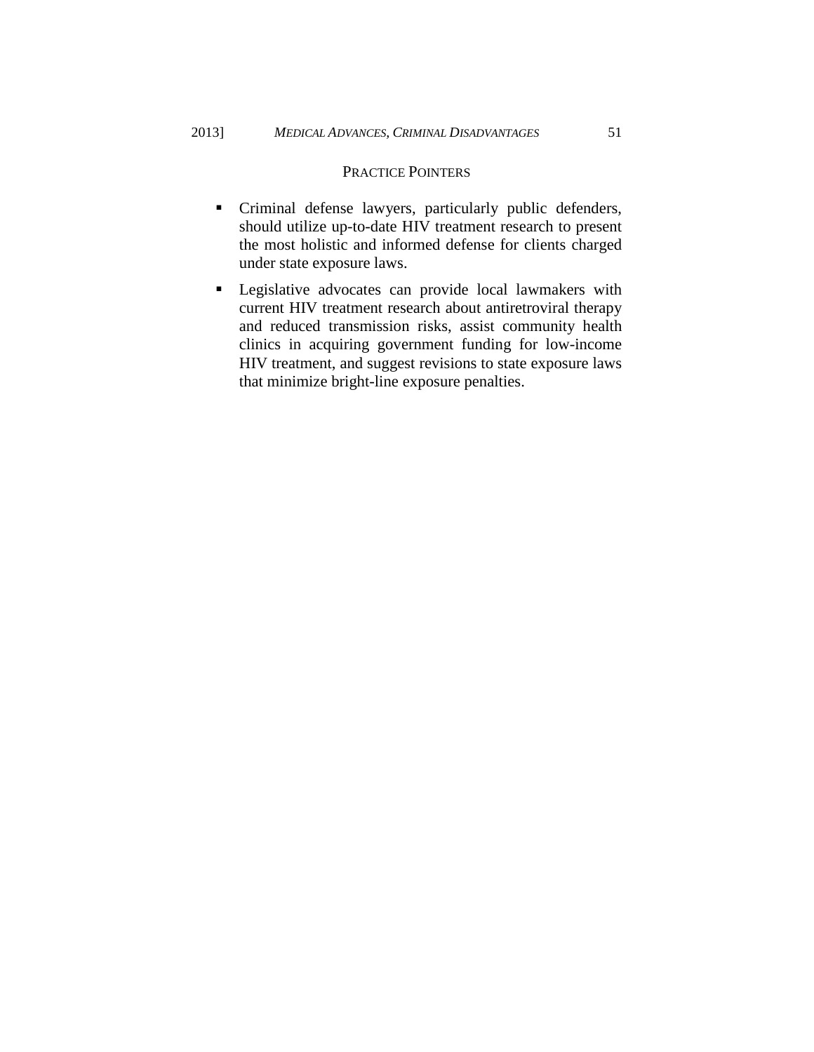## Practice Pointers

- Criminal defense lawyers, particularly public defenders, should utilize up-to-date HIV treatment research to present the most holistic and informed defense for clients charged under state exposure laws.
- Legislative advocates can provide local lawmakers with current HIV treatment research about antiretroviral therapy and reduced transmission risks, assist community health clinics in acquiring government funding for low-income HIV treatment, and suggest revisions to state exposure laws that minimize bright-line exposure penalties.